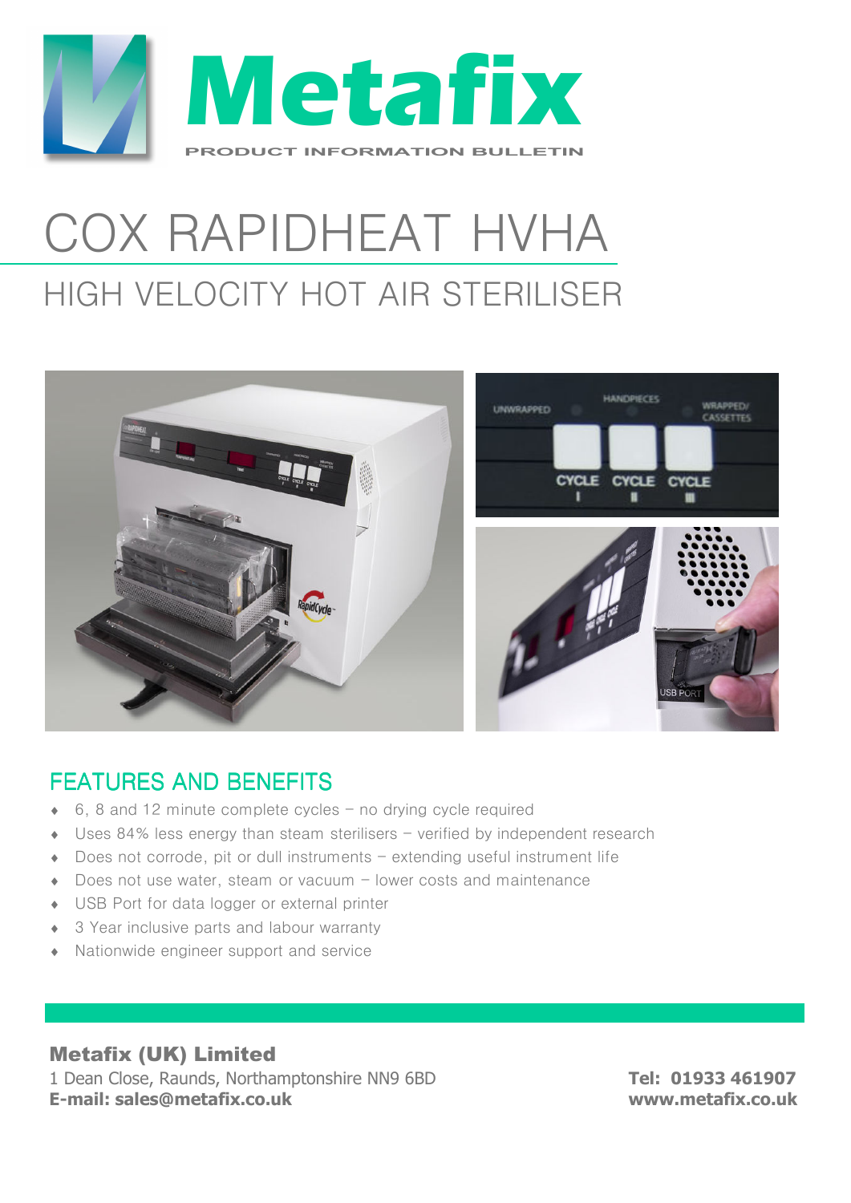# Metafix

PRODUCT INFORMATION BULLETIN

# COX RAPIDHEAT HVHA

## HIGH VELOCITY HOT AIR STERILISER

## FEATURES AND BENEFITS

- 6, 8 and 12 minute complete cycles – no drying cycle required
- Uses 84% less energy than steam sterilisers – verified by independent research
- Does not corrode, pit or dull instruments – extending useful instrument life
- Does not use water, steam or vacuum – lower costs and maintenance
- USB Port for data logger or external printer
- 3 Year inclusive parts and labour warranty
- Nationwide engineer support and service

**Metafix (UK) Limited**
1 Dean Close, Raunds, Northamptonshire NN9 6BD
**E-mail: sales@metafix.co.uk**

**Tel: 01933 461907**
**www.metafix.co.uk**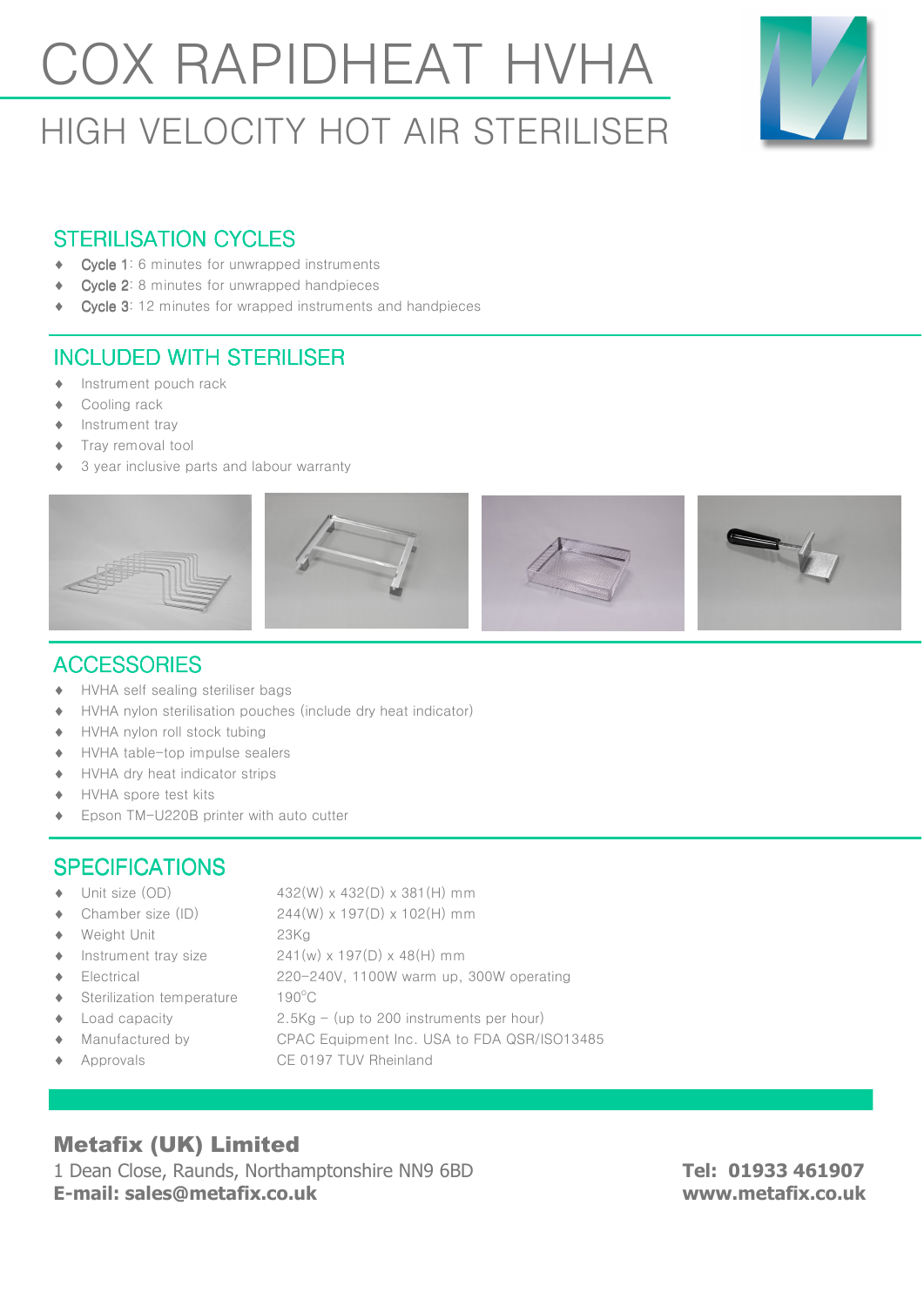# COX RAPIDHEAT HVHA

## HIGH VELOCITY HOT AIR STERILISER

## STERILISATION CYCLES

- **Cycle 1**: 6 minutes for unwrapped instruments
- **Cycle 2**: 8 minutes for unwrapped handpieces
- **Cycle 3**: 12 minutes for wrapped instruments and handpieces

## INCLUDED WITH STERILISER

- Instrument pouch rack
- Cooling rack
- Instrument tray
- Tray removal tool
- 3 year inclusive parts and labour warranty

## ACCESSORIES

- HVHA self sealing steriliser bags
- HVHA nylon sterilisation pouches (include dry heat indicator)
- HVHA nylon roll stock tubing
- HVHA table-top impulse sealers
- HVHA dry heat indicator strips
- HVHA spore test kits
- Epson TM-U220B printer with auto cutter

## SPECIFICATIONS

| | |
|---|---|
| Unit size (OD) | 432(W) x 432(D) x 381(H) mm |
| Chamber size (ID) | 244(W) x 197(D) x 102(H) mm |
| Weight Unit | 23Kg |
| Instrument tray size | 241(w) x 197(D) x 48(H) mm |
| Electrical | 220-240V, 1100W warm up, 300W operating |
| Sterilization temperature | 190°C |
| Load capacity | 2.5Kg - (up to 200 instruments per hour) |
| Manufactured by | CPAC Equipment Inc. USA to FDA QSR/ISO13485 |
| Approvals | CE 0197 TUV Rheinland |

**Metafix (UK) Limited**
1 Dean Close, Raunds, Northamptonshire NN9 6BD
**E-mail: sales@metafix.co.uk**

**Tel: 01933 461907**
**www.metafix.co.uk**